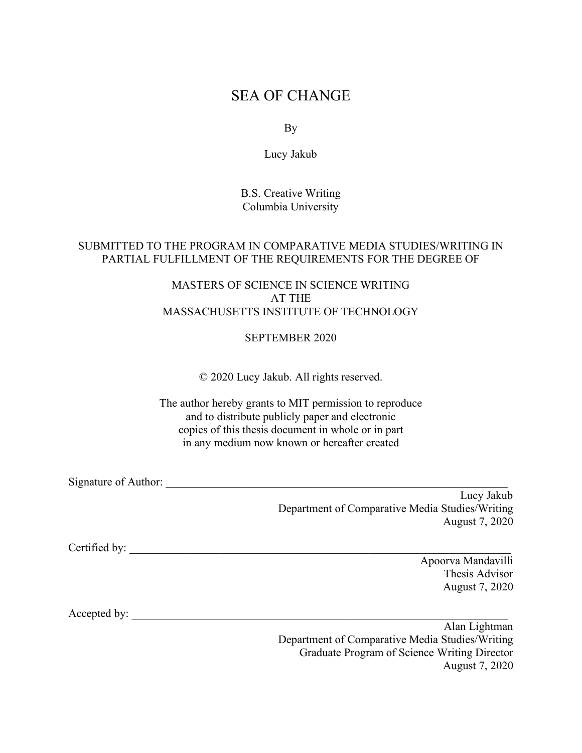# SEA OF CHANGE

By

Lucy Jakub

B.S. Creative Writing
Columbia University

SUBMITTED TO THE PROGRAM IN COMPARATIVE MEDIA STUDIES/WRITING IN PARTIAL FULFILLMENT OF THE REQUIREMENTS FOR THE DEGREE OF

MASTERS OF SCIENCE IN SCIENCE WRITING
AT THE
MASSACHUSETTS INSTITUTE OF TECHNOLOGY

SEPTEMBER 2020

© 2020 Lucy Jakub. All rights reserved.

The author hereby grants to MIT permission to reproduce
and to distribute publicly paper and electronic
copies of this thesis document in whole or in part
in any medium now known or hereafter created

Signature of Author: ____________________________________________
Lucy Jakub
Department of Comparative Media Studies/Writing
August 7, 2020

Certified by: ____________________________________________
Apoorva Mandavilli
Thesis Advisor
August 7, 2020

Accepted by: ____________________________________________
Alan Lightman
Department of Comparative Media Studies/Writing
Graduate Program of Science Writing Director
August 7, 2020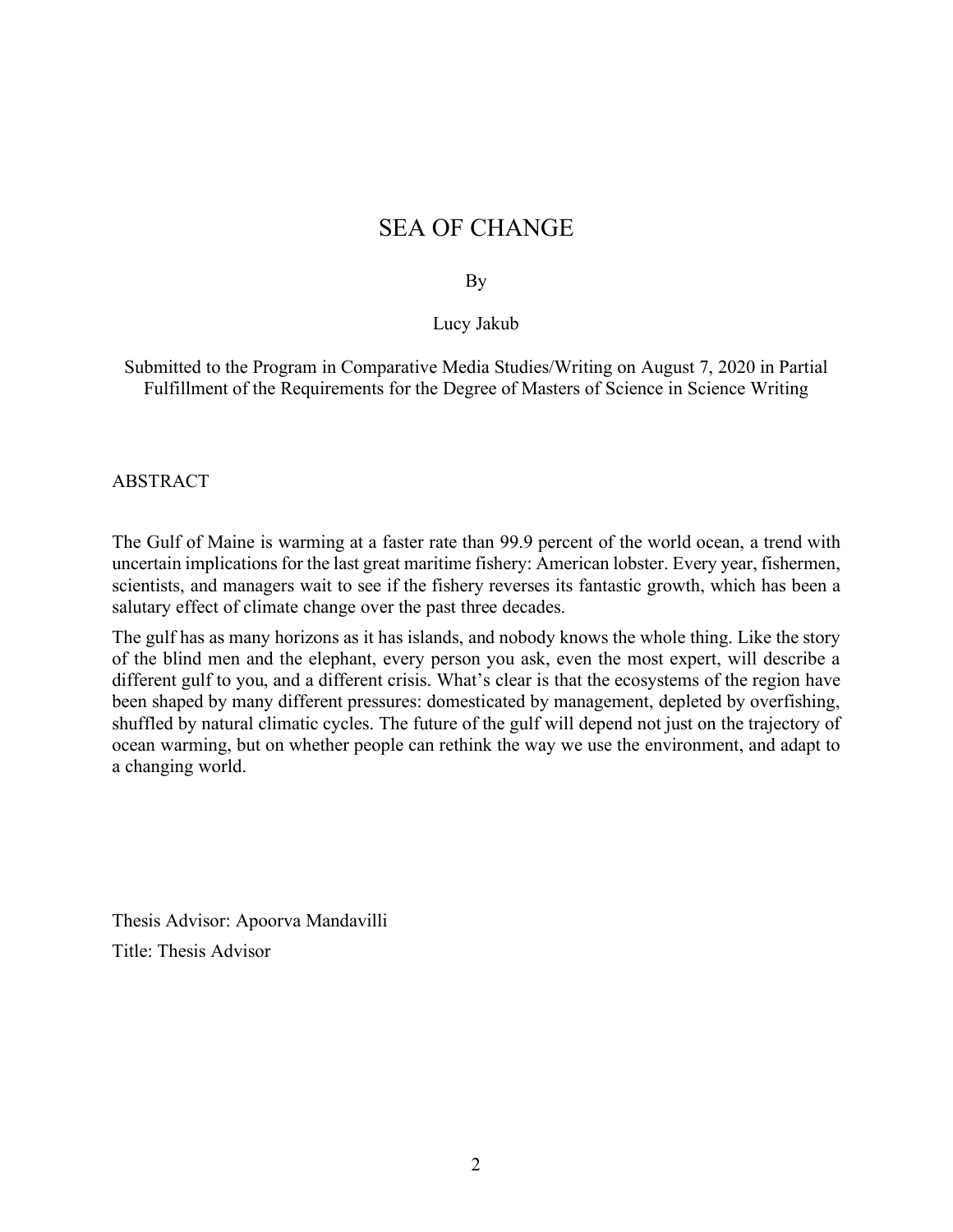# SEA OF CHANGE

By

Lucy Jakub

Submitted to the Program in Comparative Media Studies/Writing on August 7, 2020 in Partial Fulfillment of the Requirements for the Degree of Masters of Science in Science Writing

## ABSTRACT

The Gulf of Maine is warming at a faster rate than 99.9 percent of the world ocean, a trend with uncertain implications for the last great maritime fishery: American lobster. Every year, fishermen, scientists, and managers wait to see if the fishery reverses its fantastic growth, which has been a salutary effect of climate change over the past three decades.

The gulf has as many horizons as it has islands, and nobody knows the whole thing. Like the story of the blind men and the elephant, every person you ask, even the most expert, will describe a different gulf to you, and a different crisis. What's clear is that the ecosystems of the region have been shaped by many different pressures: domesticated by management, depleted by overfishing, shuffled by natural climatic cycles. The future of the gulf will depend not just on the trajectory of ocean warming, but on whether people can rethink the way we use the environment, and adapt to a changing world.

Thesis Advisor: Apoorva Mandavilli

Title: Thesis Advisor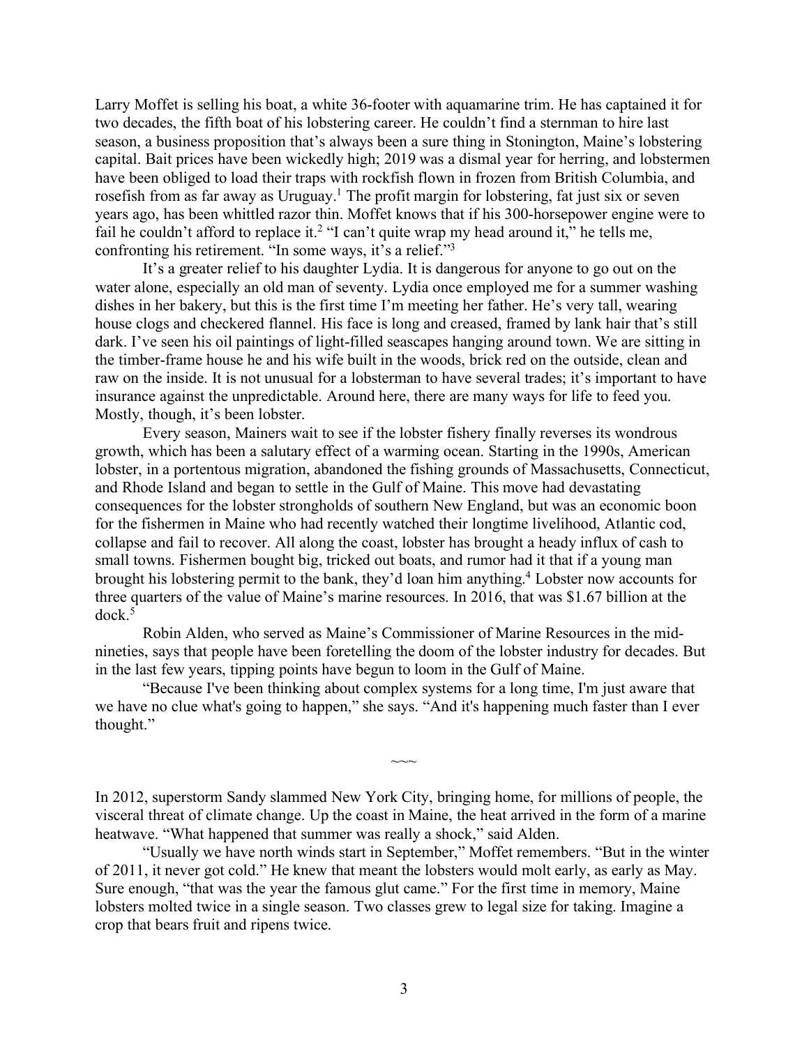Larry Moffet is selling his boat, a white 36-footer with aquamarine trim. He has captained it for two decades, the fifth boat of his lobstering career. He couldn't find a sternman to hire last season, a business proposition that's always been a sure thing in Stonington, Maine's lobstering capital. Bait prices have been wickedly high; 2019 was a dismal year for herring, and lobstermen have been obliged to load their traps with rockfish flown in frozen from British Columbia, and rosefish from as far away as Uruguay.[1] The profit margin for lobstering, fat just six or seven years ago, has been whittled razor thin. Moffet knows that if his 300-horsepower engine were to fail he couldn't afford to replace it.[2] "I can't quite wrap my head around it," he tells me, confronting his retirement. "In some ways, it's a relief."[3]

It's a greater relief to his daughter Lydia. It is dangerous for anyone to go out on the water alone, especially an old man of seventy. Lydia once employed me for a summer washing dishes in her bakery, but this is the first time I'm meeting her father. He's very tall, wearing house clogs and checkered flannel. His face is long and creased, framed by lank hair that's still dark. I've seen his oil paintings of light-filled seascapes hanging around town. We are sitting in the timber-frame house he and his wife built in the woods, brick red on the outside, clean and raw on the inside. It is not unusual for a lobsterman to have several trades; it's important to have insurance against the unpredictable. Around here, there are many ways for life to feed you. Mostly, though, it's been lobster.

Every season, Mainers wait to see if the lobster fishery finally reverses its wondrous growth, which has been a salutary effect of a warming ocean. Starting in the 1990s, American lobster, in a portentous migration, abandoned the fishing grounds of Massachusetts, Connecticut, and Rhode Island and began to settle in the Gulf of Maine. This move had devastating consequences for the lobster strongholds of southern New England, but was an economic boon for the fishermen in Maine who had recently watched their longtime livelihood, Atlantic cod, collapse and fail to recover. All along the coast, lobster has brought a heady influx of cash to small towns. Fishermen bought big, tricked out boats, and rumor had it that if a young man brought his lobstering permit to the bank, they'd loan him anything.[4] Lobster now accounts for three quarters of the value of Maine's marine resources. In 2016, that was $1.67 billion at the dock.[5]

Robin Alden, who served as Maine's Commissioner of Marine Resources in the mid-nineties, says that people have been foretelling the doom of the lobster industry for decades. But in the last few years, tipping points have begun to loom in the Gulf of Maine.

"Because I've been thinking about complex systems for a long time, I'm just aware that we have no clue what's going to happen," she says. "And it's happening much faster than I ever thought."

~~~

In 2012, superstorm Sandy slammed New York City, bringing home, for millions of people, the visceral threat of climate change. Up the coast in Maine, the heat arrived in the form of a marine heatwave. "What happened that summer was really a shock," said Alden.

"Usually we have north winds start in September," Moffet remembers. "But in the winter of 2011, it never got cold." He knew that meant the lobsters would molt early, as early as May. Sure enough, "that was the year the famous glut came." For the first time in memory, Maine lobsters molted twice in a single season. Two classes grew to legal size for taking. Imagine a crop that bears fruit and ripens twice.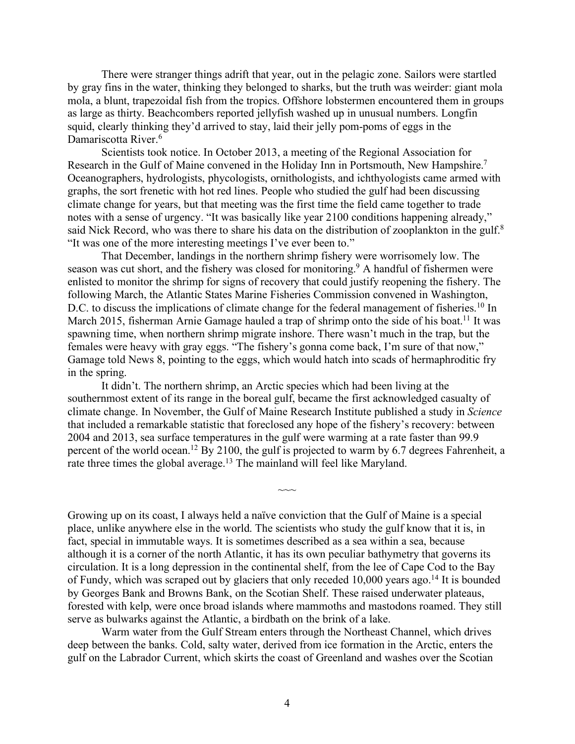There were stranger things adrift that year, out in the pelagic zone. Sailors were startled by gray fins in the water, thinking they belonged to sharks, but the truth was weirder: giant mola mola, a blunt, trapezoidal fish from the tropics. Offshore lobstermen encountered them in groups as large as thirty. Beachcombers reported jellyfish washed up in unusual numbers. Longfin squid, clearly thinking they'd arrived to stay, laid their jelly pom-poms of eggs in the Damariscotta River.[6]

Scientists took notice. In October 2013, a meeting of the Regional Association for Research in the Gulf of Maine convened in the Holiday Inn in Portsmouth, New Hampshire.[7] Oceanographers, hydrologists, phycologists, ornithologists, and ichthyologists came armed with graphs, the sort frenetic with hot red lines. People who studied the gulf had been discussing climate change for years, but that meeting was the first time the field came together to trade notes with a sense of urgency. "It was basically like year 2100 conditions happening already," said Nick Record, who was there to share his data on the distribution of zooplankton in the gulf.[8] "It was one of the more interesting meetings I've ever been to."

That December, landings in the northern shrimp fishery were worrisomely low. The season was cut short, and the fishery was closed for monitoring.[9] A handful of fishermen were enlisted to monitor the shrimp for signs of recovery that could justify reopening the fishery. The following March, the Atlantic States Marine Fisheries Commission convened in Washington, D.C. to discuss the implications of climate change for the federal management of fisheries.[10] In March 2015, fisherman Arnie Gamage hauled a trap of shrimp onto the side of his boat.[11] It was spawning time, when northern shrimp migrate inshore. There wasn't much in the trap, but the females were heavy with gray eggs. "The fishery's gonna come back, I'm sure of that now," Gamage told News 8, pointing to the eggs, which would hatch into scads of hermaphroditic fry in the spring.

It didn't. The northern shrimp, an Arctic species which had been living at the southernmost extent of its range in the boreal gulf, became the first acknowledged casualty of climate change. In November, the Gulf of Maine Research Institute published a study in *Science* that included a remarkable statistic that foreclosed any hope of the fishery's recovery: between 2004 and 2013, sea surface temperatures in the gulf were warming at a rate faster than 99.9 percent of the world ocean.[12] By 2100, the gulf is projected to warm by 6.7 degrees Fahrenheit, a rate three times the global average.[13] The mainland will feel like Maryland.

~~~

Growing up on its coast, I always held a naïve conviction that the Gulf of Maine is a special place, unlike anywhere else in the world. The scientists who study the gulf know that it is, in fact, special in immutable ways. It is sometimes described as a sea within a sea, because although it is a corner of the north Atlantic, it has its own peculiar bathymetry that governs its circulation. It is a long depression in the continental shelf, from the lee of Cape Cod to the Bay of Fundy, which was scraped out by glaciers that only receded 10,000 years ago.[14] It is bounded by Georges Bank and Browns Bank, on the Scotian Shelf. These raised underwater plateaus, forested with kelp, were once broad islands where mammoths and mastodons roamed. They still serve as bulwarks against the Atlantic, a birdbath on the brink of a lake.

Warm water from the Gulf Stream enters through the Northeast Channel, which drives deep between the banks. Cold, salty water, derived from ice formation in the Arctic, enters the gulf on the Labrador Current, which skirts the coast of Greenland and washes over the Scotian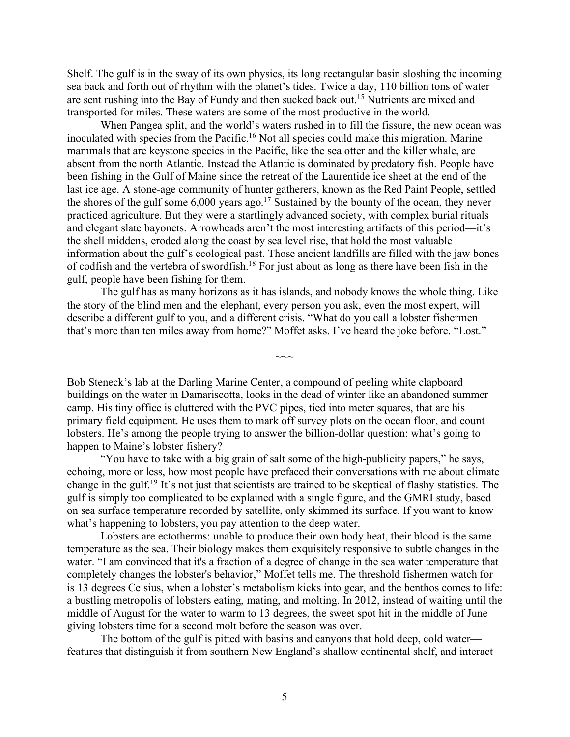Shelf. The gulf is in the sway of its own physics, its long rectangular basin sloshing the incoming sea back and forth out of rhythm with the planet's tides. Twice a day, 110 billion tons of water are sent rushing into the Bay of Fundy and then sucked back out.[15] Nutrients are mixed and transported for miles. These waters are some of the most productive in the world.

When Pangea split, and the world's waters rushed in to fill the fissure, the new ocean was inoculated with species from the Pacific.[16] Not all species could make this migration. Marine mammals that are keystone species in the Pacific, like the sea otter and the killer whale, are absent from the north Atlantic. Instead the Atlantic is dominated by predatory fish. People have been fishing in the Gulf of Maine since the retreat of the Laurentide ice sheet at the end of the last ice age. A stone-age community of hunter gatherers, known as the Red Paint People, settled the shores of the gulf some 6,000 years ago.[17] Sustained by the bounty of the ocean, they never practiced agriculture. But they were a startlingly advanced society, with complex burial rituals and elegant slate bayonets. Arrowheads aren't the most interesting artifacts of this period—it's the shell middens, eroded along the coast by sea level rise, that hold the most valuable information about the gulf's ecological past. Those ancient landfills are filled with the jaw bones of codfish and the vertebra of swordfish.[18] For just about as long as there have been fish in the gulf, people have been fishing for them.

The gulf has as many horizons as it has islands, and nobody knows the whole thing. Like the story of the blind men and the elephant, every person you ask, even the most expert, will describe a different gulf to you, and a different crisis. "What do you call a lobster fishermen that's more than ten miles away from home?" Moffet asks. I've heard the joke before. "Lost."

~~~

Bob Steneck's lab at the Darling Marine Center, a compound of peeling white clapboard buildings on the water in Damariscotta, looks in the dead of winter like an abandoned summer camp. His tiny office is cluttered with the PVC pipes, tied into meter squares, that are his primary field equipment. He uses them to mark off survey plots on the ocean floor, and count lobsters. He's among the people trying to answer the billion-dollar question: what's going to happen to Maine's lobster fishery?

"You have to take with a big grain of salt some of the high-publicity papers," he says, echoing, more or less, how most people have prefaced their conversations with me about climate change in the gulf.[19] It's not just that scientists are trained to be skeptical of flashy statistics. The gulf is simply too complicated to be explained with a single figure, and the GMRI study, based on sea surface temperature recorded by satellite, only skimmed its surface. If you want to know what's happening to lobsters, you pay attention to the deep water.

Lobsters are ectotherms: unable to produce their own body heat, their blood is the same temperature as the sea. Their biology makes them exquisitely responsive to subtle changes in the water. "I am convinced that it's a fraction of a degree of change in the sea water temperature that completely changes the lobster's behavior," Moffet tells me. The threshold fishermen watch for is 13 degrees Celsius, when a lobster's metabolism kicks into gear, and the benthos comes to life: a bustling metropolis of lobsters eating, mating, and molting. In 2012, instead of waiting until the middle of August for the water to warm to 13 degrees, the sweet spot hit in the middle of June—giving lobsters time for a second molt before the season was over.

The bottom of the gulf is pitted with basins and canyons that hold deep, cold water—features that distinguish it from southern New England's shallow continental shelf, and interact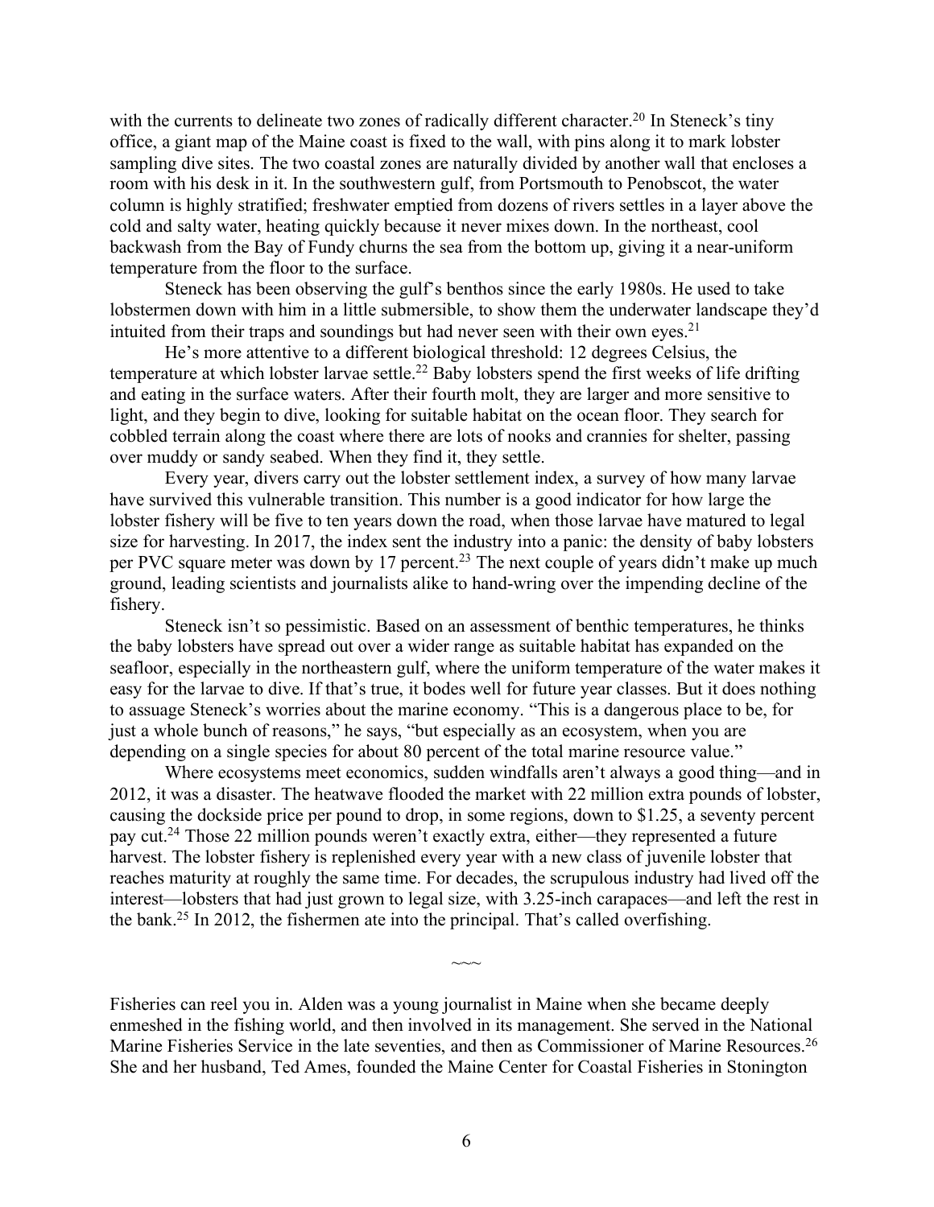with the currents to delineate two zones of radically different character.[20] In Steneck's tiny office, a giant map of the Maine coast is fixed to the wall, with pins along it to mark lobster sampling dive sites. The two coastal zones are naturally divided by another wall that encloses a room with his desk in it. In the southwestern gulf, from Portsmouth to Penobscot, the water column is highly stratified; freshwater emptied from dozens of rivers settles in a layer above the cold and salty water, heating quickly because it never mixes down. In the northeast, cool backwash from the Bay of Fundy churns the sea from the bottom up, giving it a near-uniform temperature from the floor to the surface.

Steneck has been observing the gulf's benthos since the early 1980s. He used to take lobstermen down with him in a little submersible, to show them the underwater landscape they'd intuited from their traps and soundings but had never seen with their own eyes.[21]

He's more attentive to a different biological threshold: 12 degrees Celsius, the temperature at which lobster larvae settle.[22] Baby lobsters spend the first weeks of life drifting and eating in the surface waters. After their fourth molt, they are larger and more sensitive to light, and they begin to dive, looking for suitable habitat on the ocean floor. They search for cobbled terrain along the coast where there are lots of nooks and crannies for shelter, passing over muddy or sandy seabed. When they find it, they settle.

Every year, divers carry out the lobster settlement index, a survey of how many larvae have survived this vulnerable transition. This number is a good indicator for how large the lobster fishery will be five to ten years down the road, when those larvae have matured to legal size for harvesting. In 2017, the index sent the industry into a panic: the density of baby lobsters per PVC square meter was down by 17 percent.[23] The next couple of years didn't make up much ground, leading scientists and journalists alike to hand-wring over the impending decline of the fishery.

Steneck isn't so pessimistic. Based on an assessment of benthic temperatures, he thinks the baby lobsters have spread out over a wider range as suitable habitat has expanded on the seafloor, especially in the northeastern gulf, where the uniform temperature of the water makes it easy for the larvae to dive. If that's true, it bodes well for future year classes. But it does nothing to assuage Steneck's worries about the marine economy. "This is a dangerous place to be, for just a whole bunch of reasons," he says, "but especially as an ecosystem, when you are depending on a single species for about 80 percent of the total marine resource value."

Where ecosystems meet economics, sudden windfalls aren't always a good thing—and in 2012, it was a disaster. The heatwave flooded the market with 22 million extra pounds of lobster, causing the dockside price per pound to drop, in some regions, down to $1.25, a seventy percent pay cut.[24] Those 22 million pounds weren't exactly extra, either—they represented a future harvest. The lobster fishery is replenished every year with a new class of juvenile lobster that reaches maturity at roughly the same time. For decades, the scrupulous industry had lived off the interest—lobsters that had just grown to legal size, with 3.25-inch carapaces—and left the rest in the bank.[25] In 2012, the fishermen ate into the principal. That's called overfishing.

~~~

Fisheries can reel you in. Alden was a young journalist in Maine when she became deeply enmeshed in the fishing world, and then involved in its management. She served in the National Marine Fisheries Service in the late seventies, and then as Commissioner of Marine Resources.[26] She and her husband, Ted Ames, founded the Maine Center for Coastal Fisheries in Stonington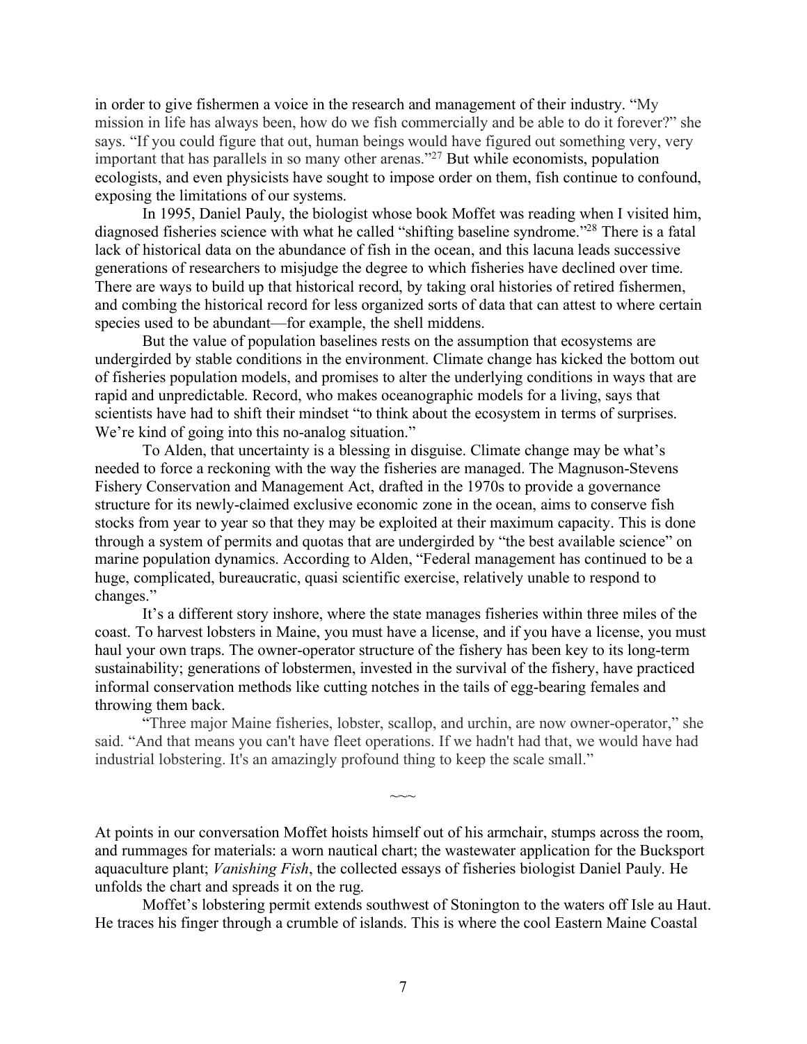in order to give fishermen a voice in the research and management of their industry. "My mission in life has always been, how do we fish commercially and be able to do it forever?" she says. "If you could figure that out, human beings would have figured out something very, very important that has parallels in so many other arenas."[27] But while economists, population ecologists, and even physicists have sought to impose order on them, fish continue to confound, exposing the limitations of our systems.

In 1995, Daniel Pauly, the biologist whose book Moffet was reading when I visited him, diagnosed fisheries science with what he called "shifting baseline syndrome."[28] There is a fatal lack of historical data on the abundance of fish in the ocean, and this lacuna leads successive generations of researchers to misjudge the degree to which fisheries have declined over time. There are ways to build up that historical record, by taking oral histories of retired fishermen, and combing the historical record for less organized sorts of data that can attest to where certain species used to be abundant—for example, the shell middens.

But the value of population baselines rests on the assumption that ecosystems are undergirded by stable conditions in the environment. Climate change has kicked the bottom out of fisheries population models, and promises to alter the underlying conditions in ways that are rapid and unpredictable. Record, who makes oceanographic models for a living, says that scientists have had to shift their mindset "to think about the ecosystem in terms of surprises. We're kind of going into this no-analog situation."

To Alden, that uncertainty is a blessing in disguise. Climate change may be what's needed to force a reckoning with the way the fisheries are managed. The Magnuson-Stevens Fishery Conservation and Management Act, drafted in the 1970s to provide a governance structure for its newly-claimed exclusive economic zone in the ocean, aims to conserve fish stocks from year to year so that they may be exploited at their maximum capacity. This is done through a system of permits and quotas that are undergirded by "the best available science" on marine population dynamics. According to Alden, "Federal management has continued to be a huge, complicated, bureaucratic, quasi scientific exercise, relatively unable to respond to changes."

It's a different story inshore, where the state manages fisheries within three miles of the coast. To harvest lobsters in Maine, you must have a license, and if you have a license, you must haul your own traps. The owner-operator structure of the fishery has been key to its long-term sustainability; generations of lobstermen, invested in the survival of the fishery, have practiced informal conservation methods like cutting notches in the tails of egg-bearing females and throwing them back.

"Three major Maine fisheries, lobster, scallop, and urchin, are now owner-operator," she said. "And that means you can't have fleet operations. If we hadn't had that, we would have had industrial lobstering. It's an amazingly profound thing to keep the scale small."

~~~

At points in our conversation Moffet hoists himself out of his armchair, stumps across the room, and rummages for materials: a worn nautical chart; the wastewater application for the Bucksport aquaculture plant; *Vanishing Fish*, the collected essays of fisheries biologist Daniel Pauly. He unfolds the chart and spreads it on the rug.

Moffet's lobstering permit extends southwest of Stonington to the waters off Isle au Haut. He traces his finger through a crumble of islands. This is where the cool Eastern Maine Coastal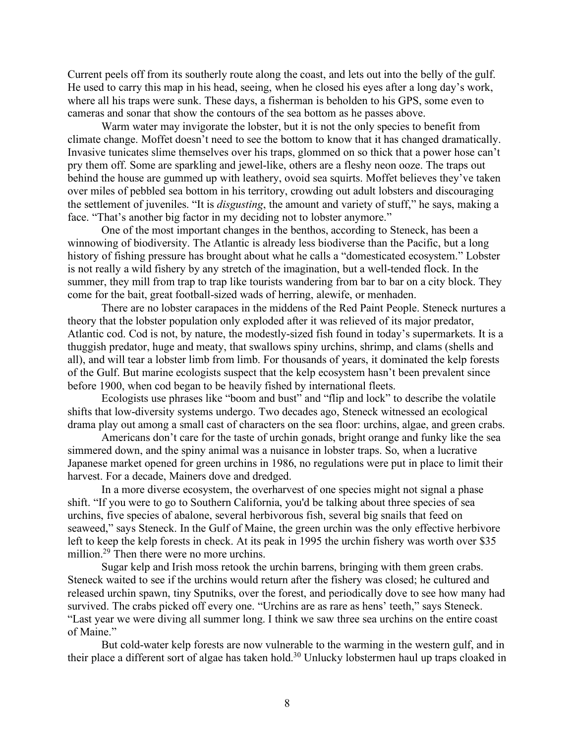Current peels off from its southerly route along the coast, and lets out into the belly of the gulf. He used to carry this map in his head, seeing, when he closed his eyes after a long day's work, where all his traps were sunk. These days, a fisherman is beholden to his GPS, some even to cameras and sonar that show the contours of the sea bottom as he passes above.

Warm water may invigorate the lobster, but it is not the only species to benefit from climate change. Moffet doesn't need to see the bottom to know that it has changed dramatically. Invasive tunicates slime themselves over his traps, glommed on so thick that a power hose can't pry them off. Some are sparkling and jewel-like, others are a fleshy neon ooze. The traps out behind the house are gummed up with leathery, ovoid sea squirts. Moffet believes they've taken over miles of pebbled sea bottom in his territory, crowding out adult lobsters and discouraging the settlement of juveniles. "It is *disgusting*, the amount and variety of stuff," he says, making a face. "That's another big factor in my deciding not to lobster anymore."

One of the most important changes in the benthos, according to Steneck, has been a winnowing of biodiversity. The Atlantic is already less biodiverse than the Pacific, but a long history of fishing pressure has brought about what he calls a "domesticated ecosystem." Lobster is not really a wild fishery by any stretch of the imagination, but a well-tended flock. In the summer, they mill from trap to trap like tourists wandering from bar to bar on a city block. They come for the bait, great football-sized wads of herring, alewife, or menhaden.

There are no lobster carapaces in the middens of the Red Paint People. Steneck nurtures a theory that the lobster population only exploded after it was relieved of its major predator, Atlantic cod. Cod is not, by nature, the modestly-sized fish found in today's supermarkets. It is a thuggish predator, huge and meaty, that swallows spiny urchins, shrimp, and clams (shells and all), and will tear a lobster limb from limb. For thousands of years, it dominated the kelp forests of the Gulf. But marine ecologists suspect that the kelp ecosystem hasn't been prevalent since before 1900, when cod began to be heavily fished by international fleets.

Ecologists use phrases like "boom and bust" and "flip and lock" to describe the volatile shifts that low-diversity systems undergo. Two decades ago, Steneck witnessed an ecological drama play out among a small cast of characters on the sea floor: urchins, algae, and green crabs.

Americans don't care for the taste of urchin gonads, bright orange and funky like the sea simmered down, and the spiny animal was a nuisance in lobster traps. So, when a lucrative Japanese market opened for green urchins in 1986, no regulations were put in place to limit their harvest. For a decade, Mainers dove and dredged.

In a more diverse ecosystem, the overharvest of one species might not signal a phase shift. "If you were to go to Southern California, you'd be talking about three species of sea urchins, five species of abalone, several herbivorous fish, several big snails that feed on seaweed," says Steneck. In the Gulf of Maine, the green urchin was the only effective herbivore left to keep the kelp forests in check. At its peak in 1995 the urchin fishery was worth over $35 million.[29] Then there were no more urchins.

Sugar kelp and Irish moss retook the urchin barrens, bringing with them green crabs. Steneck waited to see if the urchins would return after the fishery was closed; he cultured and released urchin spawn, tiny Sputniks, over the forest, and periodically dove to see how many had survived. The crabs picked off every one. "Urchins are as rare as hens' teeth," says Steneck. "Last year we were diving all summer long. I think we saw three sea urchins on the entire coast of Maine."

But cold-water kelp forests are now vulnerable to the warming in the western gulf, and in their place a different sort of algae has taken hold.[30] Unlucky lobstermen haul up traps cloaked in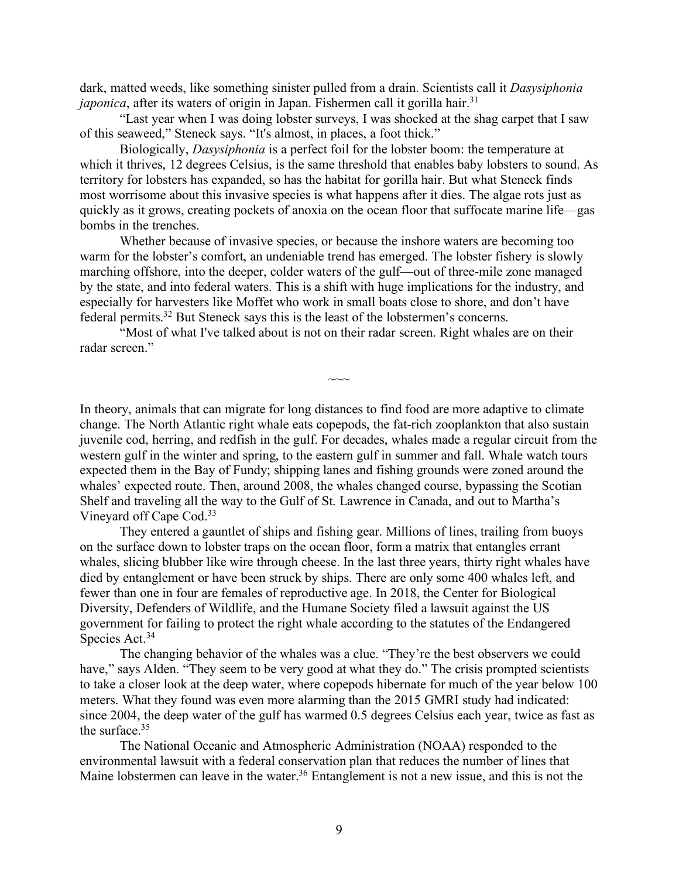dark, matted weeds, like something sinister pulled from a drain. Scientists call it *Dasysiphonia japonica*, after its waters of origin in Japan. Fishermen call it gorilla hair.[31]

"Last year when I was doing lobster surveys, I was shocked at the shag carpet that I saw of this seaweed," Steneck says. "It's almost, in places, a foot thick."

Biologically, *Dasysiphonia* is a perfect foil for the lobster boom: the temperature at which it thrives, 12 degrees Celsius, is the same threshold that enables baby lobsters to sound. As territory for lobsters has expanded, so has the habitat for gorilla hair. But what Steneck finds most worrisome about this invasive species is what happens after it dies. The algae rots just as quickly as it grows, creating pockets of anoxia on the ocean floor that suffocate marine life—gas bombs in the trenches.

Whether because of invasive species, or because the inshore waters are becoming too warm for the lobster's comfort, an undeniable trend has emerged. The lobster fishery is slowly marching offshore, into the deeper, colder waters of the gulf—out of three-mile zone managed by the state, and into federal waters. This is a shift with huge implications for the industry, and especially for harvesters like Moffet who work in small boats close to shore, and don't have federal permits.[32] But Steneck says this is the least of the lobstermen's concerns.

"Most of what I've talked about is not on their radar screen. Right whales are on their radar screen."

~~~

In theory, animals that can migrate for long distances to find food are more adaptive to climate change. The North Atlantic right whale eats copepods, the fat-rich zooplankton that also sustain juvenile cod, herring, and redfish in the gulf. For decades, whales made a regular circuit from the western gulf in the winter and spring, to the eastern gulf in summer and fall. Whale watch tours expected them in the Bay of Fundy; shipping lanes and fishing grounds were zoned around the whales' expected route. Then, around 2008, the whales changed course, bypassing the Scotian Shelf and traveling all the way to the Gulf of St. Lawrence in Canada, and out to Martha's Vineyard off Cape Cod.[33]

They entered a gauntlet of ships and fishing gear. Millions of lines, trailing from buoys on the surface down to lobster traps on the ocean floor, form a matrix that entangles errant whales, slicing blubber like wire through cheese. In the last three years, thirty right whales have died by entanglement or have been struck by ships. There are only some 400 whales left, and fewer than one in four are females of reproductive age. In 2018, the Center for Biological Diversity, Defenders of Wildlife, and the Humane Society filed a lawsuit against the US government for failing to protect the right whale according to the statutes of the Endangered Species Act.[34]

The changing behavior of the whales was a clue. "They're the best observers we could have," says Alden. "They seem to be very good at what they do." The crisis prompted scientists to take a closer look at the deep water, where copepods hibernate for much of the year below 100 meters. What they found was even more alarming than the 2015 GMRI study had indicated: since 2004, the deep water of the gulf has warmed 0.5 degrees Celsius each year, twice as fast as the surface.[35]

The National Oceanic and Atmospheric Administration (NOAA) responded to the environmental lawsuit with a federal conservation plan that reduces the number of lines that Maine lobstermen can leave in the water.[36] Entanglement is not a new issue, and this is not the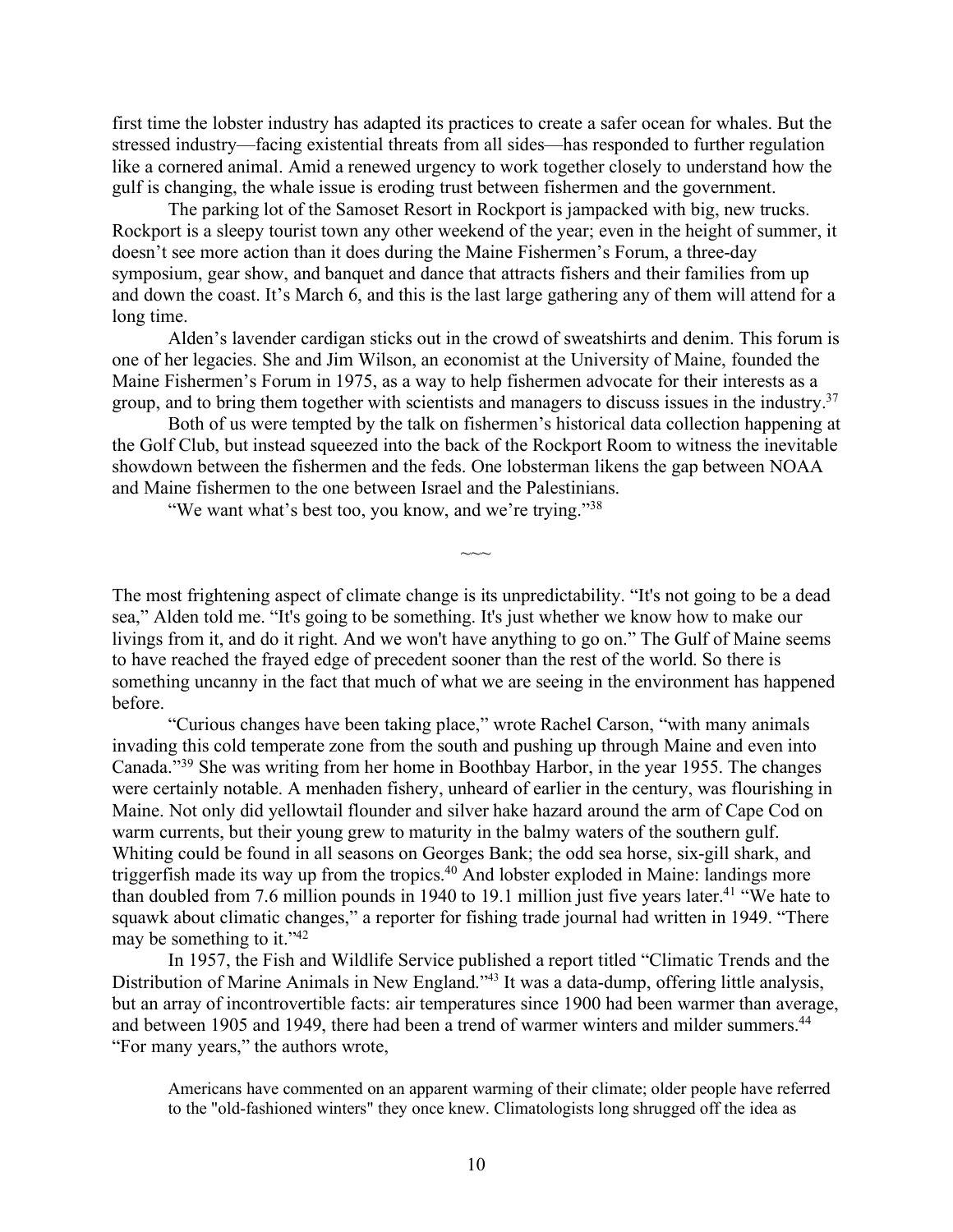first time the lobster industry has adapted its practices to create a safer ocean for whales. But the stressed industry—facing existential threats from all sides—has responded to further regulation like a cornered animal. Amid a renewed urgency to work together closely to understand how the gulf is changing, the whale issue is eroding trust between fishermen and the government.

The parking lot of the Samoset Resort in Rockport is jampacked with big, new trucks. Rockport is a sleepy tourist town any other weekend of the year; even in the height of summer, it doesn't see more action than it does during the Maine Fishermen's Forum, a three-day symposium, gear show, and banquet and dance that attracts fishers and their families from up and down the coast. It's March 6, and this is the last large gathering any of them will attend for a long time.

Alden's lavender cardigan sticks out in the crowd of sweatshirts and denim. This forum is one of her legacies. She and Jim Wilson, an economist at the University of Maine, founded the Maine Fishermen's Forum in 1975, as a way to help fishermen advocate for their interests as a group, and to bring them together with scientists and managers to discuss issues in the industry.[37]

Both of us were tempted by the talk on fishermen's historical data collection happening at the Golf Club, but instead squeezed into the back of the Rockport Room to witness the inevitable showdown between the fishermen and the feds. One lobsterman likens the gap between NOAA and Maine fishermen to the one between Israel and the Palestinians.

"We want what's best too, you know, and we're trying."[38]

~~~

The most frightening aspect of climate change is its unpredictability. "It's not going to be a dead sea," Alden told me. "It's going to be something. It's just whether we know how to make our livings from it, and do it right. And we won't have anything to go on." The Gulf of Maine seems to have reached the frayed edge of precedent sooner than the rest of the world. So there is something uncanny in the fact that much of what we are seeing in the environment has happened before.

"Curious changes have been taking place," wrote Rachel Carson, "with many animals invading this cold temperate zone from the south and pushing up through Maine and even into Canada."[39] She was writing from her home in Boothbay Harbor, in the year 1955. The changes were certainly notable. A menhaden fishery, unheard of earlier in the century, was flourishing in Maine. Not only did yellowtail flounder and silver hake hazard around the arm of Cape Cod on warm currents, but their young grew to maturity in the balmy waters of the southern gulf. Whiting could be found in all seasons on Georges Bank; the odd sea horse, six-gill shark, and triggerfish made its way up from the tropics.[40] And lobster exploded in Maine: landings more than doubled from 7.6 million pounds in 1940 to 19.1 million just five years later.[41] "We hate to squawk about climatic changes," a reporter for fishing trade journal had written in 1949. "There may be something to it."[42]

In 1957, the Fish and Wildlife Service published a report titled "Climatic Trends and the Distribution of Marine Animals in New England."[43] It was a data-dump, offering little analysis, but an array of incontrovertible facts: air temperatures since 1900 had been warmer than average, and between 1905 and 1949, there had been a trend of warmer winters and milder summers.[44] "For many years," the authors wrote,

> Americans have commented on an apparent warming of their climate; older people have referred to the "old-fashioned winters" they once knew. Climatologists long shrugged off the idea as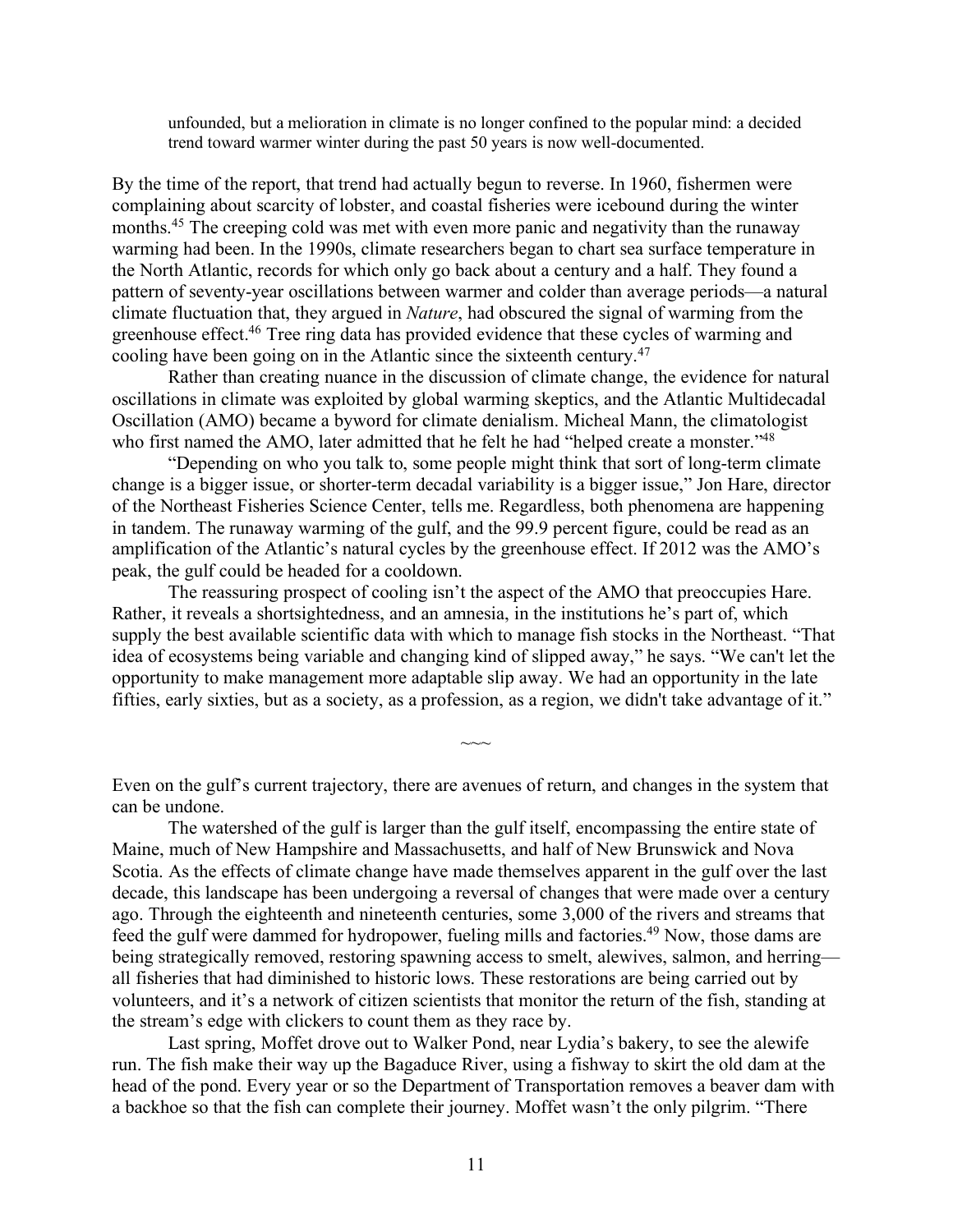> unfounded, but a melioration in climate is no longer confined to the popular mind: a decided trend toward warmer winter during the past 50 years is now well-documented.

By the time of the report, that trend had actually begun to reverse. In 1960, fishermen were complaining about scarcity of lobster, and coastal fisheries were icebound during the winter months.[45] The creeping cold was met with even more panic and negativity than the runaway warming had been. In the 1990s, climate researchers began to chart sea surface temperature in the North Atlantic, records for which only go back about a century and a half. They found a pattern of seventy-year oscillations between warmer and colder than average periods—a natural climate fluctuation that, they argued in *Nature*, had obscured the signal of warming from the greenhouse effect.[46] Tree ring data has provided evidence that these cycles of warming and cooling have been going on in the Atlantic since the sixteenth century.[47]

Rather than creating nuance in the discussion of climate change, the evidence for natural oscillations in climate was exploited by global warming skeptics, and the Atlantic Multidecadal Oscillation (AMO) became a byword for climate denialism. Micheal Mann, the climatologist who first named the AMO, later admitted that he felt he had "helped create a monster."[48]

"Depending on who you talk to, some people might think that sort of long-term climate change is a bigger issue, or shorter-term decadal variability is a bigger issue," Jon Hare, director of the Northeast Fisheries Science Center, tells me. Regardless, both phenomena are happening in tandem. The runaway warming of the gulf, and the 99.9 percent figure, could be read as an amplification of the Atlantic's natural cycles by the greenhouse effect. If 2012 was the AMO's peak, the gulf could be headed for a cooldown.

The reassuring prospect of cooling isn't the aspect of the AMO that preoccupies Hare. Rather, it reveals a shortsightedness, and an amnesia, in the institutions he's part of, which supply the best available scientific data with which to manage fish stocks in the Northeast. "That idea of ecosystems being variable and changing kind of slipped away," he says. "We can't let the opportunity to make management more adaptable slip away. We had an opportunity in the late fifties, early sixties, but as a society, as a profession, as a region, we didn't take advantage of it."

~~~

Even on the gulf's current trajectory, there are avenues of return, and changes in the system that can be undone.

The watershed of the gulf is larger than the gulf itself, encompassing the entire state of Maine, much of New Hampshire and Massachusetts, and half of New Brunswick and Nova Scotia. As the effects of climate change have made themselves apparent in the gulf over the last decade, this landscape has been undergoing a reversal of changes that were made over a century ago. Through the eighteenth and nineteenth centuries, some 3,000 of the rivers and streams that feed the gulf were dammed for hydropower, fueling mills and factories.[49] Now, those dams are being strategically removed, restoring spawning access to smelt, alewives, salmon, and herring—all fisheries that had diminished to historic lows. These restorations are being carried out by volunteers, and it's a network of citizen scientists that monitor the return of the fish, standing at the stream's edge with clickers to count them as they race by.

Last spring, Moffet drove out to Walker Pond, near Lydia's bakery, to see the alewife run. The fish make their way up the Bagaduce River, using a fishway to skirt the old dam at the head of the pond. Every year or so the Department of Transportation removes a beaver dam with a backhoe so that the fish can complete their journey. Moffet wasn't the only pilgrim. "There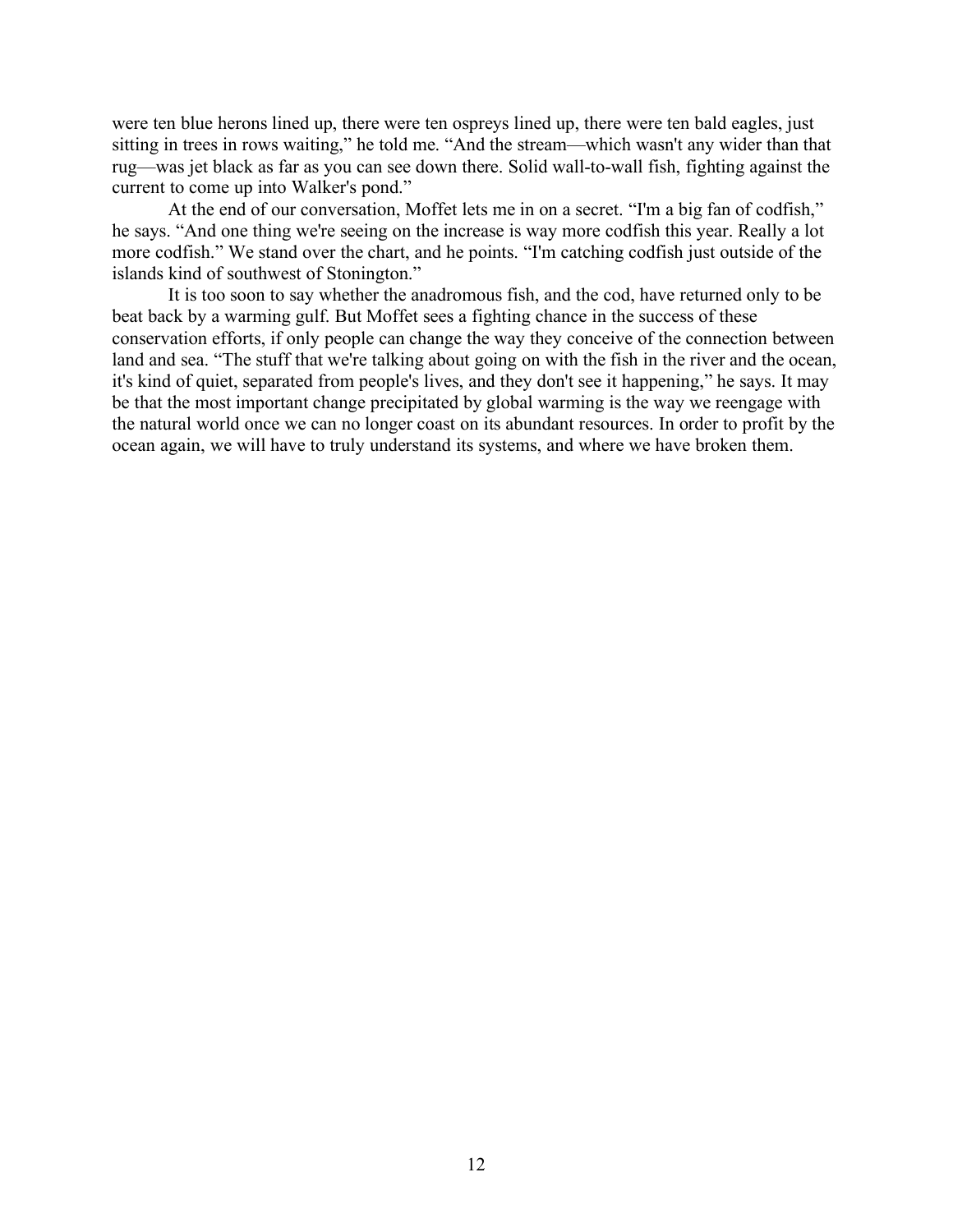were ten blue herons lined up, there were ten ospreys lined up, there were ten bald eagles, just sitting in trees in rows waiting," he told me. "And the stream—which wasn't any wider than that rug—was jet black as far as you can see down there. Solid wall-to-wall fish, fighting against the current to come up into Walker's pond."

At the end of our conversation, Moffet lets me in on a secret. "I'm a big fan of codfish," he says. "And one thing we're seeing on the increase is way more codfish this year. Really a lot more codfish." We stand over the chart, and he points. "I'm catching codfish just outside of the islands kind of southwest of Stonington."

It is too soon to say whether the anadromous fish, and the cod, have returned only to be beat back by a warming gulf. But Moffet sees a fighting chance in the success of these conservation efforts, if only people can change the way they conceive of the connection between land and sea. "The stuff that we're talking about going on with the fish in the river and the ocean, it's kind of quiet, separated from people's lives, and they don't see it happening," he says. It may be that the most important change precipitated by global warming is the way we reengage with the natural world once we can no longer coast on its abundant resources. In order to profit by the ocean again, we will have to truly understand its systems, and where we have broken them.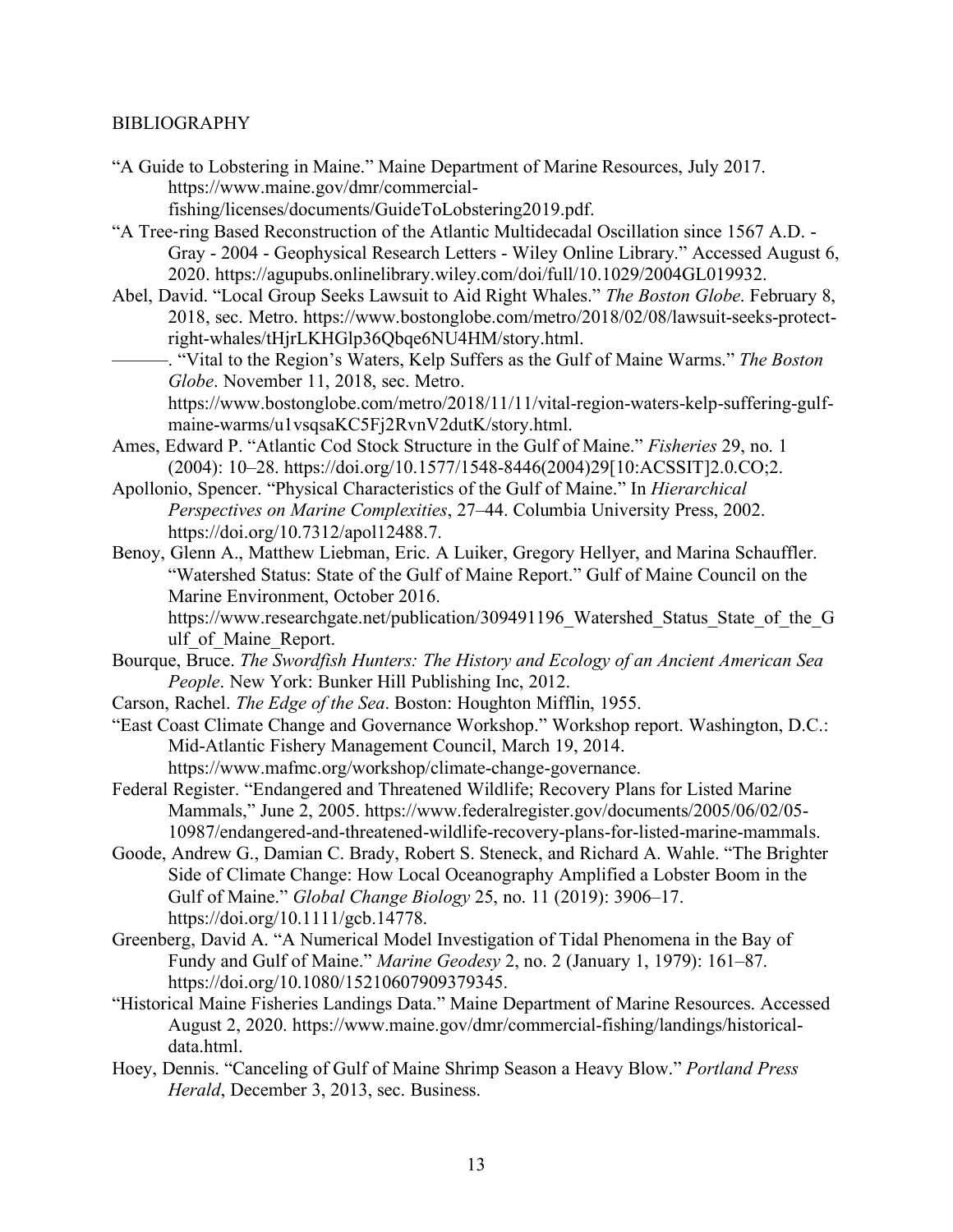BIBLIOGRAPHY

"A Guide to Lobstering in Maine." Maine Department of Marine Resources, July 2017. https://www.maine.gov/dmr/commercial-fishing/licenses/documents/GuideToLobstering2019.pdf.

"A Tree-ring Based Reconstruction of the Atlantic Multidecadal Oscillation since 1567 A.D. - Gray - 2004 - Geophysical Research Letters - Wiley Online Library." Accessed August 6, 2020. https://agupubs.onlinelibrary.wiley.com/doi/full/10.1029/2004GL019932.

Abel, David. "Local Group Seeks Lawsuit to Aid Right Whales." *The Boston Globe*. February 8, 2018, sec. Metro. https://www.bostonglobe.com/metro/2018/02/08/lawsuit-seeks-protect-right-whales/tHjrLKHGlp36Qbqe6NU4HM/story.html.

———. "Vital to the Region's Waters, Kelp Suffers as the Gulf of Maine Warms." *The Boston Globe*. November 11, 2018, sec. Metro. https://www.bostonglobe.com/metro/2018/11/11/vital-region-waters-kelp-suffering-gulf-maine-warms/u1vsqsaKC5Fj2RvnV2dutK/story.html.

Ames, Edward P. "Atlantic Cod Stock Structure in the Gulf of Maine." *Fisheries* 29, no. 1 (2004): 10–28. https://doi.org/10.1577/1548-8446(2004)29[10:ACSSIT]2.0.CO;2.

Apollonio, Spencer. "Physical Characteristics of the Gulf of Maine." In *Hierarchical Perspectives on Marine Complexities*, 27–44. Columbia University Press, 2002. https://doi.org/10.7312/apol12488.7.

Benoy, Glenn A., Matthew Liebman, Eric. A Luiker, Gregory Hellyer, and Marina Schauffler. "Watershed Status: State of the Gulf of Maine Report." Gulf of Maine Council on the Marine Environment, October 2016. https://www.researchgate.net/publication/309491196_Watershed_Status_State_of_the_Gulf_of_Maine_Report.

Bourque, Bruce. *The Swordfish Hunters: The History and Ecology of an Ancient American Sea People*. New York: Bunker Hill Publishing Inc, 2012.

Carson, Rachel. *The Edge of the Sea*. Boston: Houghton Mifflin, 1955.

"East Coast Climate Change and Governance Workshop." Workshop report. Washington, D.C.: Mid-Atlantic Fishery Management Council, March 19, 2014. https://www.mafmc.org/workshop/climate-change-governance.

Federal Register. "Endangered and Threatened Wildlife; Recovery Plans for Listed Marine Mammals," June 2, 2005. https://www.federalregister.gov/documents/2005/06/02/05-10987/endangered-and-threatened-wildlife-recovery-plans-for-listed-marine-mammals.

Goode, Andrew G., Damian C. Brady, Robert S. Steneck, and Richard A. Wahle. "The Brighter Side of Climate Change: How Local Oceanography Amplified a Lobster Boom in the Gulf of Maine." *Global Change Biology* 25, no. 11 (2019): 3906–17. https://doi.org/10.1111/gcb.14778.

Greenberg, David A. "A Numerical Model Investigation of Tidal Phenomena in the Bay of Fundy and Gulf of Maine." *Marine Geodesy* 2, no. 2 (January 1, 1979): 161–87. https://doi.org/10.1080/15210607909379345.

"Historical Maine Fisheries Landings Data." Maine Department of Marine Resources. Accessed August 2, 2020. https://www.maine.gov/dmr/commercial-fishing/landings/historical-data.html.

Hoey, Dennis. "Canceling of Gulf of Maine Shrimp Season a Heavy Blow." *Portland Press Herald*, December 3, 2013, sec. Business.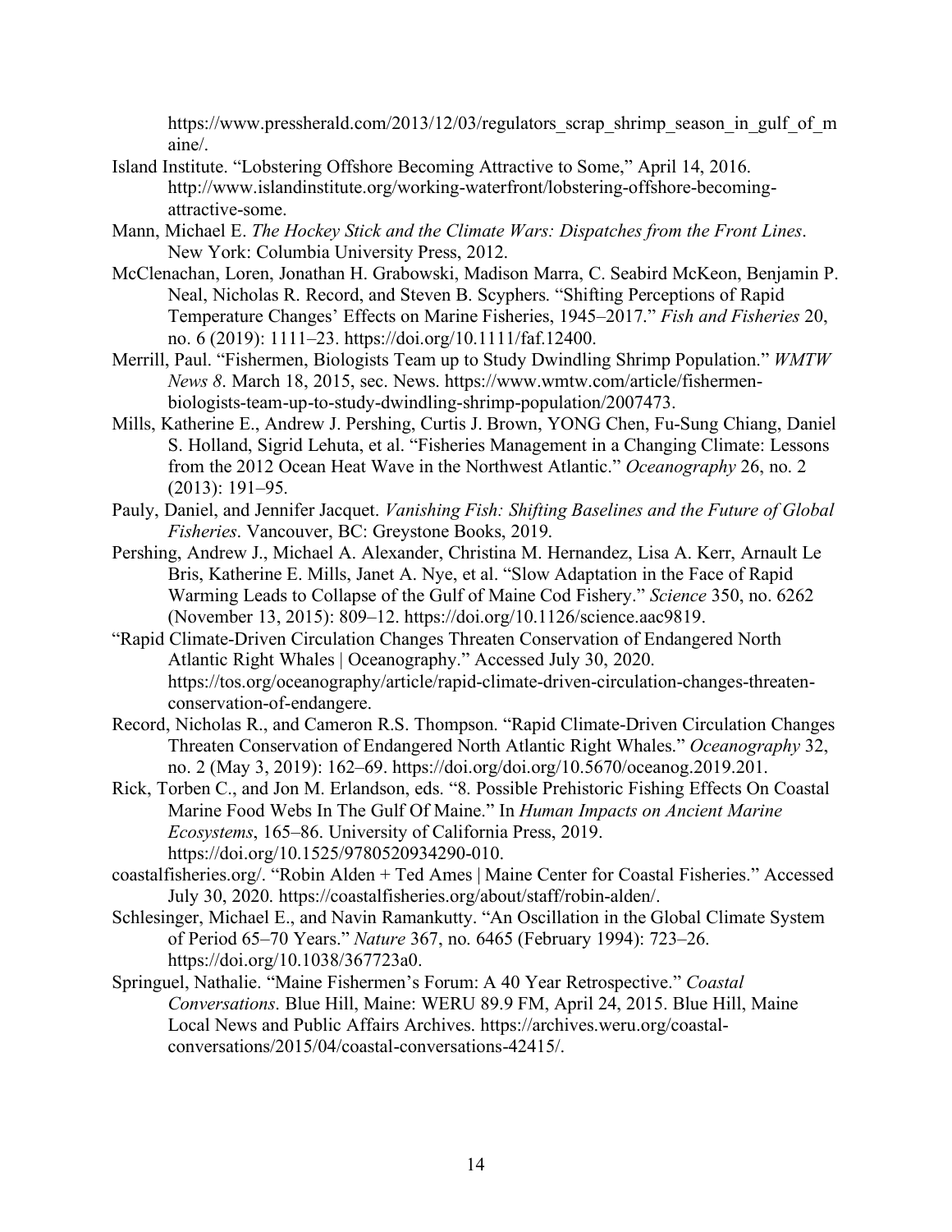https://www.pressherald.com/2013/12/03/regulators_scrap_shrimp_season_in_gulf_of_maine/.

Island Institute. "Lobstering Offshore Becoming Attractive to Some," April 14, 2016. http://www.islandinstitute.org/working-waterfront/lobstering-offshore-becoming-attractive-some.

Mann, Michael E. *The Hockey Stick and the Climate Wars: Dispatches from the Front Lines*. New York: Columbia University Press, 2012.

McClenachan, Loren, Jonathan H. Grabowski, Madison Marra, C. Seabird McKeon, Benjamin P. Neal, Nicholas R. Record, and Steven B. Scyphers. "Shifting Perceptions of Rapid Temperature Changes' Effects on Marine Fisheries, 1945–2017." *Fish and Fisheries* 20, no. 6 (2019): 1111–23. https://doi.org/10.1111/faf.12400.

Merrill, Paul. "Fishermen, Biologists Team up to Study Dwindling Shrimp Population." *WMTW News 8*. March 18, 2015, sec. News. https://www.wmtw.com/article/fishermen-biologists-team-up-to-study-dwindling-shrimp-population/2007473.

Mills, Katherine E., Andrew J. Pershing, Curtis J. Brown, YONG Chen, Fu-Sung Chiang, Daniel S. Holland, Sigrid Lehuta, et al. "Fisheries Management in a Changing Climate: Lessons from the 2012 Ocean Heat Wave in the Northwest Atlantic." *Oceanography* 26, no. 2 (2013): 191–95.

Pauly, Daniel, and Jennifer Jacquet. *Vanishing Fish: Shifting Baselines and the Future of Global Fisheries*. Vancouver, BC: Greystone Books, 2019.

Pershing, Andrew J., Michael A. Alexander, Christina M. Hernandez, Lisa A. Kerr, Arnault Le Bris, Katherine E. Mills, Janet A. Nye, et al. "Slow Adaptation in the Face of Rapid Warming Leads to Collapse of the Gulf of Maine Cod Fishery." *Science* 350, no. 6262 (November 13, 2015): 809–12. https://doi.org/10.1126/science.aac9819.

"Rapid Climate-Driven Circulation Changes Threaten Conservation of Endangered North Atlantic Right Whales | Oceanography." Accessed July 30, 2020. https://tos.org/oceanography/article/rapid-climate-driven-circulation-changes-threaten-conservation-of-endangere.

Record, Nicholas R., and Cameron R.S. Thompson. "Rapid Climate-Driven Circulation Changes Threaten Conservation of Endangered North Atlantic Right Whales." *Oceanography* 32, no. 2 (May 3, 2019): 162–69. https://doi.org/doi.org/10.5670/oceanog.2019.201.

Rick, Torben C., and Jon M. Erlandson, eds. "8. Possible Prehistoric Fishing Effects On Coastal Marine Food Webs In The Gulf Of Maine." In *Human Impacts on Ancient Marine Ecosystems*, 165–86. University of California Press, 2019. https://doi.org/10.1525/9780520934290-010.

coastalfisheries.org/. "Robin Alden + Ted Ames | Maine Center for Coastal Fisheries." Accessed July 30, 2020. https://coastalfisheries.org/about/staff/robin-alden/.

Schlesinger, Michael E., and Navin Ramankutty. "An Oscillation in the Global Climate System of Period 65–70 Years." *Nature* 367, no. 6465 (February 1994): 723–26. https://doi.org/10.1038/367723a0.

Springuel, Nathalie. "Maine Fishermen's Forum: A 40 Year Retrospective." *Coastal Conversations*. Blue Hill, Maine: WERU 89.9 FM, April 24, 2015. Blue Hill, Maine Local News and Public Affairs Archives. https://archives.weru.org/coastal-conversations/2015/04/coastal-conversations-42415/.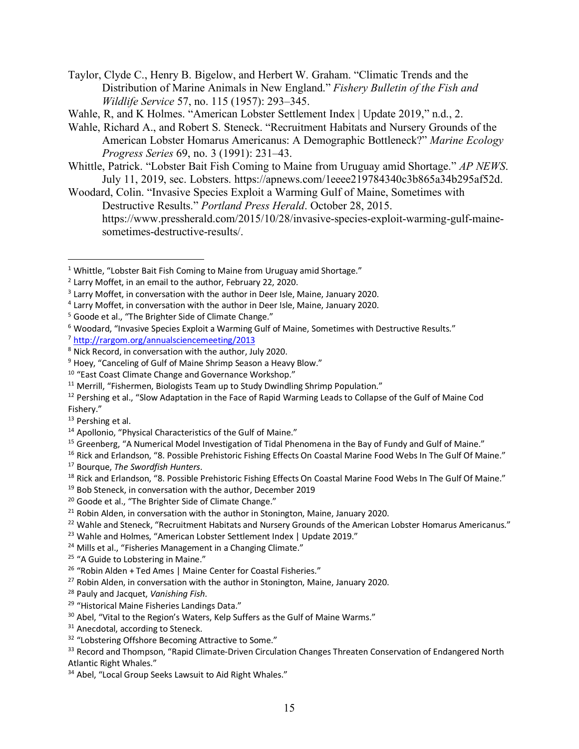Taylor, Clyde C., Henry B. Bigelow, and Herbert W. Graham. "Climatic Trends and the Distribution of Marine Animals in New England." *Fishery Bulletin of the Fish and Wildlife Service* 57, no. 115 (1957): 293–345.

Wahle, R, and K Holmes. "American Lobster Settlement Index | Update 2019," n.d., 2.

Wahle, Richard A., and Robert S. Steneck. "Recruitment Habitats and Nursery Grounds of the American Lobster Homarus Americanus: A Demographic Bottleneck?" *Marine Ecology Progress Series* 69, no. 3 (1991): 231–43.

Whittle, Patrick. "Lobster Bait Fish Coming to Maine from Uruguay amid Shortage." *AP NEWS*. July 11, 2019, sec. Lobsters. https://apnews.com/1eeee219784340c3b865a34b295af52d.

Woodard, Colin. "Invasive Species Exploit a Warming Gulf of Maine, Sometimes with Destructive Results." *Portland Press Herald*. October 28, 2015. https://www.pressherald.com/2015/10/28/invasive-species-exploit-warming-gulf-maine-sometimes-destructive-results/.

---

[1] Whittle, "Lobster Bait Fish Coming to Maine from Uruguay amid Shortage."

[2] Larry Moffet, in an email to the author, February 22, 2020.

[3] Larry Moffet, in conversation with the author in Deer Isle, Maine, January 2020.

[4] Larry Moffet, in conversation with the author in Deer Isle, Maine, January 2020.

[5] Goode et al., "The Brighter Side of Climate Change."

[6] Woodard, "Invasive Species Exploit a Warming Gulf of Maine, Sometimes with Destructive Results."

[7] http://rargom.org/annualsciencemeeting/2013

[8] Nick Record, in conversation with the author, July 2020.

[9] Hoey, "Canceling of Gulf of Maine Shrimp Season a Heavy Blow."

[10] "East Coast Climate Change and Governance Workshop."

[11] Merrill, "Fishermen, Biologists Team up to Study Dwindling Shrimp Population."

[12] Pershing et al., "Slow Adaptation in the Face of Rapid Warming Leads to Collapse of the Gulf of Maine Cod Fishery."

[13] Pershing et al.

[14] Apollonio, "Physical Characteristics of the Gulf of Maine."

[15] Greenberg, "A Numerical Model Investigation of Tidal Phenomena in the Bay of Fundy and Gulf of Maine."

[16] Rick and Erlandson, "8. Possible Prehistoric Fishing Effects On Coastal Marine Food Webs In The Gulf Of Maine."

[17] Bourque, *The Swordfish Hunters*.

[18] Rick and Erlandson, "8. Possible Prehistoric Fishing Effects On Coastal Marine Food Webs In The Gulf Of Maine."

[19] Bob Steneck, in conversation with the author, December 2019

[20] Goode et al., "The Brighter Side of Climate Change."

[21] Robin Alden, in conversation with the author in Stonington, Maine, January 2020.

[22] Wahle and Steneck, "Recruitment Habitats and Nursery Grounds of the American Lobster Homarus Americanus."

[23] Wahle and Holmes, "American Lobster Settlement Index | Update 2019."

[24] Mills et al., "Fisheries Management in a Changing Climate."

[25] "A Guide to Lobstering in Maine."

[26] "Robin Alden + Ted Ames | Maine Center for Coastal Fisheries."

[27] Robin Alden, in conversation with the author in Stonington, Maine, January 2020.

[28] Pauly and Jacquet, *Vanishing Fish*.

[29] "Historical Maine Fisheries Landings Data."

[30] Abel, "Vital to the Region's Waters, Kelp Suffers as the Gulf of Maine Warms."

[31] Anecdotal, according to Steneck.

[32] "Lobstering Offshore Becoming Attractive to Some."

[33] Record and Thompson, "Rapid Climate-Driven Circulation Changes Threaten Conservation of Endangered North Atlantic Right Whales."

[34] Abel, "Local Group Seeks Lawsuit to Aid Right Whales."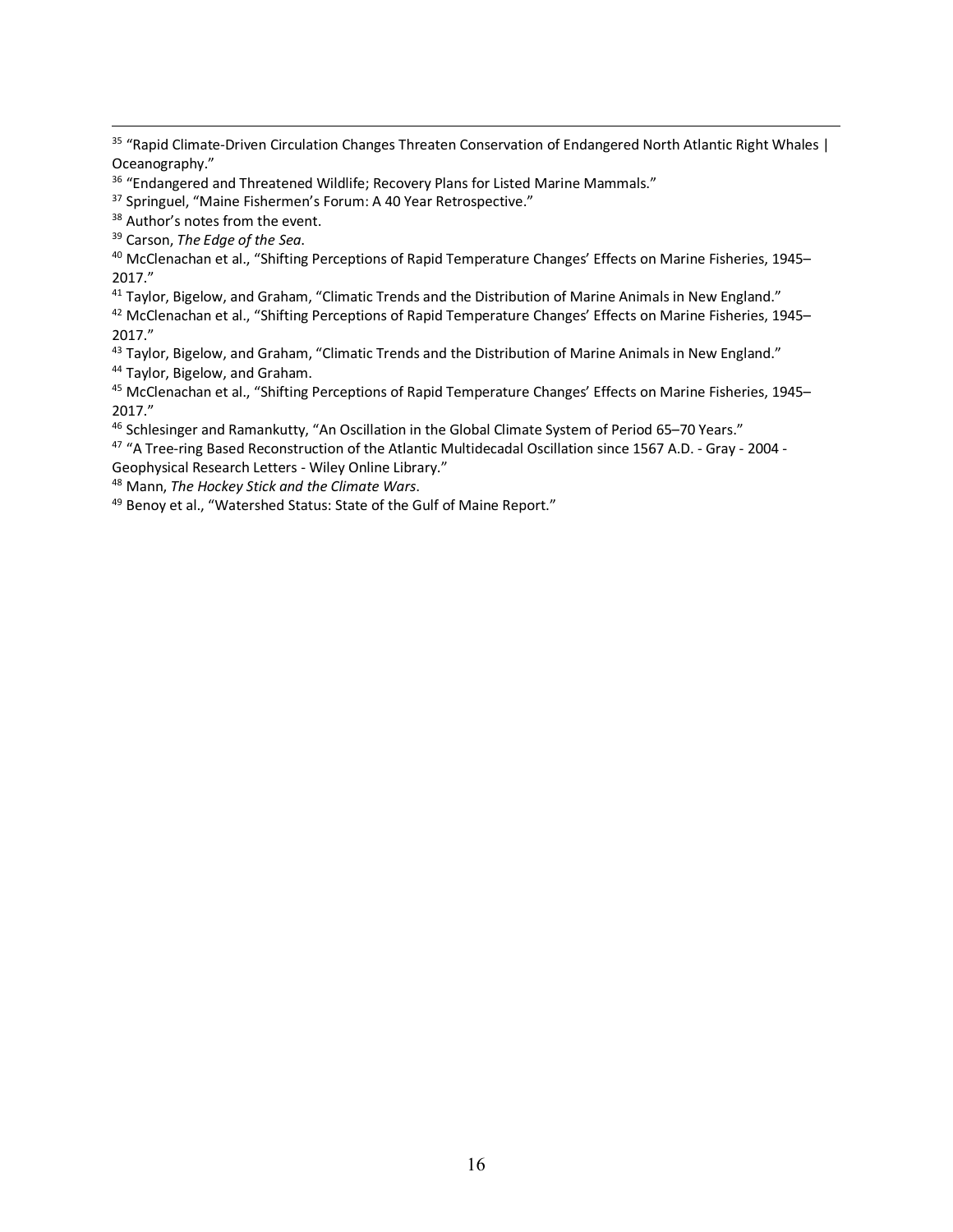[35] "Rapid Climate-Driven Circulation Changes Threaten Conservation of Endangered North Atlantic Right Whales | Oceanography."

[36] "Endangered and Threatened Wildlife; Recovery Plans for Listed Marine Mammals."

[37] Springuel, "Maine Fishermen's Forum: A 40 Year Retrospective."

[38] Author's notes from the event.

[39] Carson, *The Edge of the Sea*.

[40] McClenachan et al., "Shifting Perceptions of Rapid Temperature Changes' Effects on Marine Fisheries, 1945–2017."

[41] Taylor, Bigelow, and Graham, "Climatic Trends and the Distribution of Marine Animals in New England."

[42] McClenachan et al., "Shifting Perceptions of Rapid Temperature Changes' Effects on Marine Fisheries, 1945–2017."

[43] Taylor, Bigelow, and Graham, "Climatic Trends and the Distribution of Marine Animals in New England."

[44] Taylor, Bigelow, and Graham.

[45] McClenachan et al., "Shifting Perceptions of Rapid Temperature Changes' Effects on Marine Fisheries, 1945–2017."

[46] Schlesinger and Ramankutty, "An Oscillation in the Global Climate System of Period 65–70 Years."

[47] "A Tree-ring Based Reconstruction of the Atlantic Multidecadal Oscillation since 1567 A.D. - Gray - 2004 - Geophysical Research Letters - Wiley Online Library."

[48] Mann, *The Hockey Stick and the Climate Wars*.

[49] Benoy et al., "Watershed Status: State of the Gulf of Maine Report."